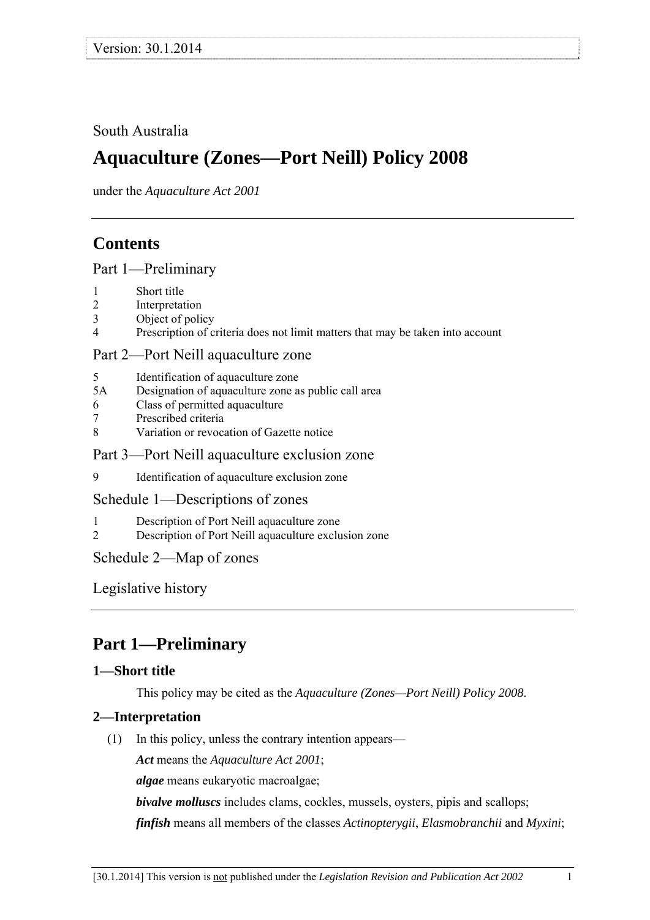Version: 30.1.2014

South Australia

# Aquaculture (Zones—Port Neill) Policy 2008

under the *Aquaculture Act 2001*

## Contents

Part 1—Preliminary

1 Short title
2 Interpretation
3 Object of policy
4 Prescription of criteria does not limit matters that may be taken into account

Part 2—Port Neill aquaculture zone

5 Identification of aquaculture zone
5A Designation of aquaculture zone as public call area
6 Class of permitted aquaculture
7 Prescribed criteria
8 Variation or revocation of Gazette notice

Part 3—Port Neill aquaculture exclusion zone

9 Identification of aquaculture exclusion zone

Schedule 1—Descriptions of zones

1 Description of Port Neill aquaculture zone
2 Description of Port Neill aquaculture exclusion zone

Schedule 2—Map of zones

Legislative history

## Part 1—Preliminary

### 1—Short title

This policy may be cited as the *Aquaculture (Zones—Port Neill) Policy 2008*.

### 2—Interpretation

(1) In this policy, unless the contrary intention appears—

***Act*** means the *Aquaculture Act 2001*;

***algae*** means eukaryotic macroalgae;

***bivalve molluscs*** includes clams, cockles, mussels, oysters, pipis and scallops;

***finfish*** means all members of the classes *Actinopterygii*, *Elasmobranchii* and *Myxini*;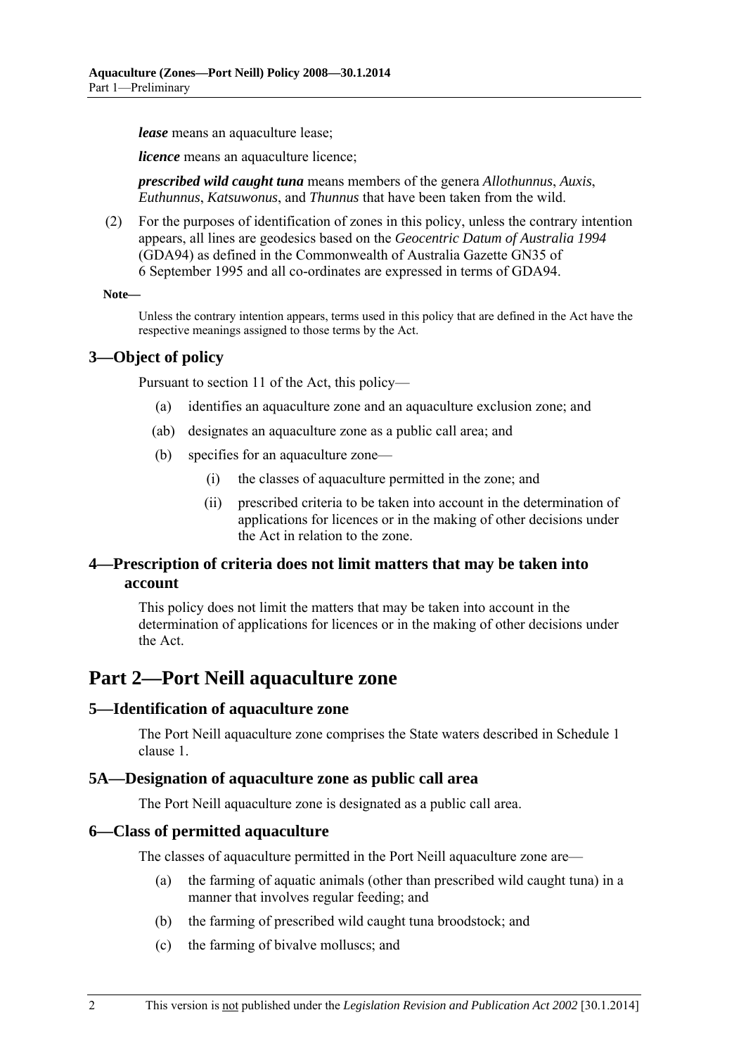***lease*** means an aquaculture lease;

***licence*** means an aquaculture licence;

***prescribed wild caught tuna*** means members of the genera *Allothunnus*, *Auxis*, *Euthunnus*, *Katsuwonus*, and *Thunnus* that have been taken from the wild.

(2) For the purposes of identification of zones in this policy, unless the contrary intention appears, all lines are geodesics based on the *Geocentric Datum of Australia 1994* (GDA94) as defined in the Commonwealth of Australia Gazette GN35 of 6 September 1995 and all co-ordinates are expressed in terms of GDA94.

**Note—**

Unless the contrary intention appears, terms used in this policy that are defined in the Act have the respective meanings assigned to those terms by the Act.

### 3—Object of policy

Pursuant to section 11 of the Act, this policy—

(a) identifies an aquaculture zone and an aquaculture exclusion zone; and

(ab) designates an aquaculture zone as a public call area; and

(b) specifies for an aquaculture zone—

(i) the classes of aquaculture permitted in the zone; and

(ii) prescribed criteria to be taken into account in the determination of applications for licences or in the making of other decisions under the Act in relation to the zone.

### 4—Prescription of criteria does not limit matters that may be taken into account

This policy does not limit the matters that may be taken into account in the determination of applications for licences or in the making of other decisions under the Act.

## Part 2—Port Neill aquaculture zone

### 5—Identification of aquaculture zone

The Port Neill aquaculture zone comprises the State waters described in Schedule 1 clause 1.

### 5A—Designation of aquaculture zone as public call area

The Port Neill aquaculture zone is designated as a public call area.

### 6—Class of permitted aquaculture

The classes of aquaculture permitted in the Port Neill aquaculture zone are—

(a) the farming of aquatic animals (other than prescribed wild caught tuna) in a manner that involves regular feeding; and

(b) the farming of prescribed wild caught tuna broodstock; and

(c) the farming of bivalve molluscs; and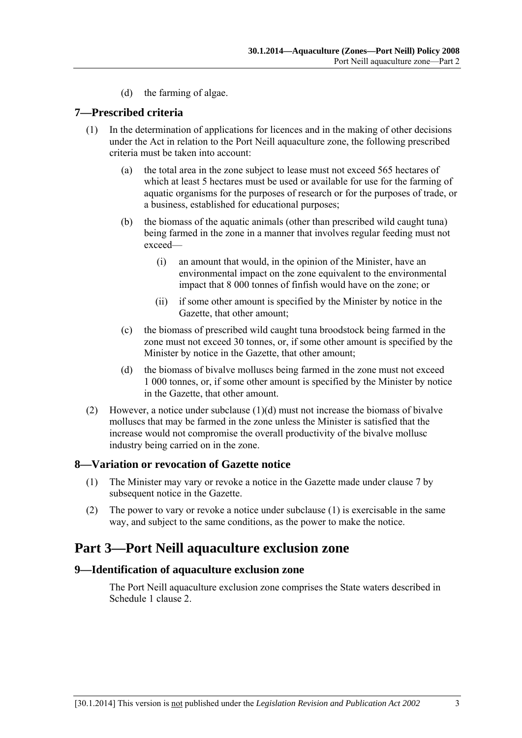(d) the farming of algae.

### 7—Prescribed criteria

(1) In the determination of applications for licences and in the making of other decisions under the Act in relation to the Port Neill aquaculture zone, the following prescribed criteria must be taken into account:

(a) the total area in the zone subject to lease must not exceed 565 hectares of which at least 5 hectares must be used or available for use for the farming of aquatic organisms for the purposes of research or for the purposes of trade, or a business, established for educational purposes;

(b) the biomass of the aquatic animals (other than prescribed wild caught tuna) being farmed in the zone in a manner that involves regular feeding must not exceed—

(i) an amount that would, in the opinion of the Minister, have an environmental impact on the zone equivalent to the environmental impact that 8 000 tonnes of finfish would have on the zone; or

(ii) if some other amount is specified by the Minister by notice in the Gazette, that other amount;

(c) the biomass of prescribed wild caught tuna broodstock being farmed in the zone must not exceed 30 tonnes, or, if some other amount is specified by the Minister by notice in the Gazette, that other amount;

(d) the biomass of bivalve molluscs being farmed in the zone must not exceed 1 000 tonnes, or, if some other amount is specified by the Minister by notice in the Gazette, that other amount.

(2) However, a notice under subclause (1)(d) must not increase the biomass of bivalve molluscs that may be farmed in the zone unless the Minister is satisfied that the increase would not compromise the overall productivity of the bivalve mollusc industry being carried on in the zone.

### 8—Variation or revocation of Gazette notice

(1) The Minister may vary or revoke a notice in the Gazette made under clause 7 by subsequent notice in the Gazette.

(2) The power to vary or revoke a notice under subclause (1) is exercisable in the same way, and subject to the same conditions, as the power to make the notice.

## Part 3—Port Neill aquaculture exclusion zone

### 9—Identification of aquaculture exclusion zone

The Port Neill aquaculture exclusion zone comprises the State waters described in Schedule 1 clause 2.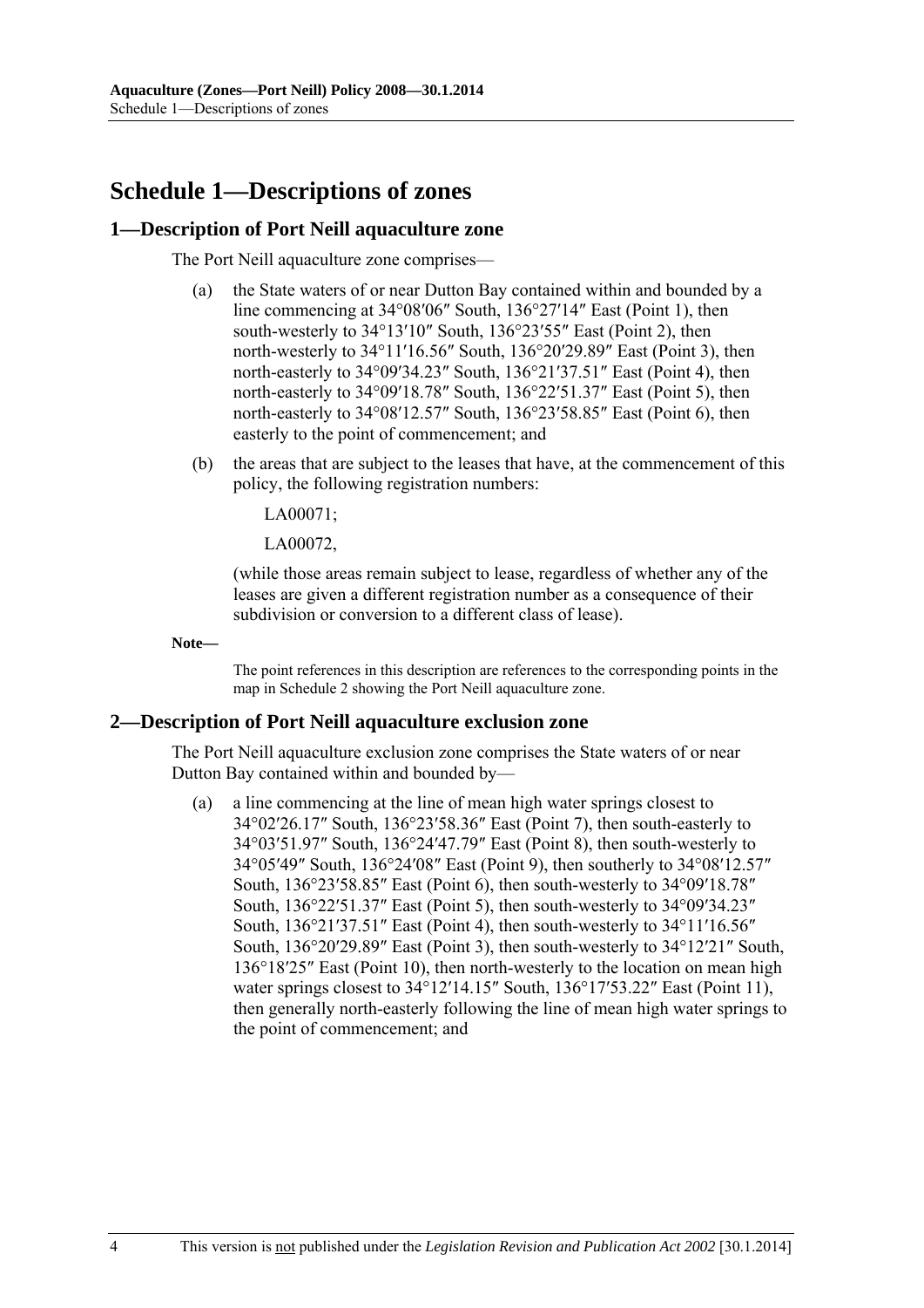# Schedule 1—Descriptions of zones

## 1—Description of Port Neill aquaculture zone

The Port Neill aquaculture zone comprises—

(a) the State waters of or near Dutton Bay contained within and bounded by a line commencing at 34°08′06″ South, 136°27′14″ East (Point 1), then south-westerly to 34°13′10″ South, 136°23′55″ East (Point 2), then north-westerly to 34°11′16.56″ South, 136°20′29.89″ East (Point 3), then north-easterly to 34°09′34.23″ South, 136°21′37.51″ East (Point 4), then north-easterly to 34°09′18.78″ South, 136°22′51.37″ East (Point 5), then north-easterly to 34°08′12.57″ South, 136°23′58.85″ East (Point 6), then easterly to the point of commencement; and

(b) the areas that are subject to the leases that have, at the commencement of this policy, the following registration numbers:

LA00071;

LA00072,

(while those areas remain subject to lease, regardless of whether any of the leases are given a different registration number as a consequence of their subdivision or conversion to a different class of lease).

**Note—**

The point references in this description are references to the corresponding points in the map in Schedule 2 showing the Port Neill aquaculture zone.

## 2—Description of Port Neill aquaculture exclusion zone

The Port Neill aquaculture exclusion zone comprises the State waters of or near Dutton Bay contained within and bounded by—

(a) a line commencing at the line of mean high water springs closest to 34°02′26.17″ South, 136°23′58.36″ East (Point 7), then south-easterly to 34°03′51.97″ South, 136°24′47.79″ East (Point 8), then south-westerly to 34°05′49″ South, 136°24′08″ East (Point 9), then southerly to 34°08′12.57″ South, 136°23′58.85″ East (Point 6), then south-westerly to 34°09′18.78″ South, 136°22′51.37″ East (Point 5), then south-westerly to 34°09′34.23″ South, 136°21′37.51″ East (Point 4), then south-westerly to 34°11′16.56″ South, 136°20′29.89″ East (Point 3), then south-westerly to 34°12′21″ South, 136°18′25″ East (Point 10), then north-westerly to the location on mean high water springs closest to 34°12′14.15″ South, 136°17′53.22″ East (Point 11), then generally north-easterly following the line of mean high water springs to the point of commencement; and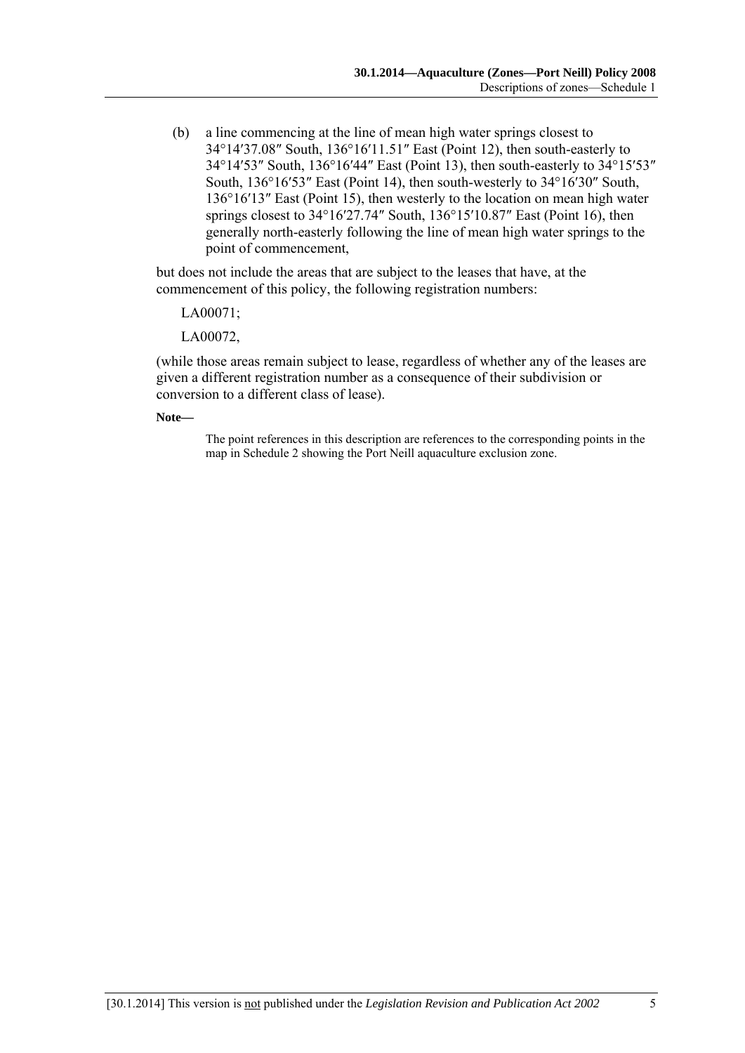(b) a line commencing at the line of mean high water springs closest to 34°14′37.08″ South, 136°16′11.51″ East (Point 12), then south-easterly to 34°14′53″ South, 136°16′44″ East (Point 13), then south-easterly to 34°15′53″ South, 136°16′53″ East (Point 14), then south-westerly to 34°16′30″ South, 136°16′13″ East (Point 15), then westerly to the location on mean high water springs closest to 34°16′27.74″ South, 136°15′10.87″ East (Point 16), then generally north-easterly following the line of mean high water springs to the point of commencement,

but does not include the areas that are subject to the leases that have, at the commencement of this policy, the following registration numbers:

LA00071;

LA00072,

(while those areas remain subject to lease, regardless of whether any of the leases are given a different registration number as a consequence of their subdivision or conversion to a different class of lease).

**Note—**

The point references in this description are references to the corresponding points in the map in Schedule 2 showing the Port Neill aquaculture exclusion zone.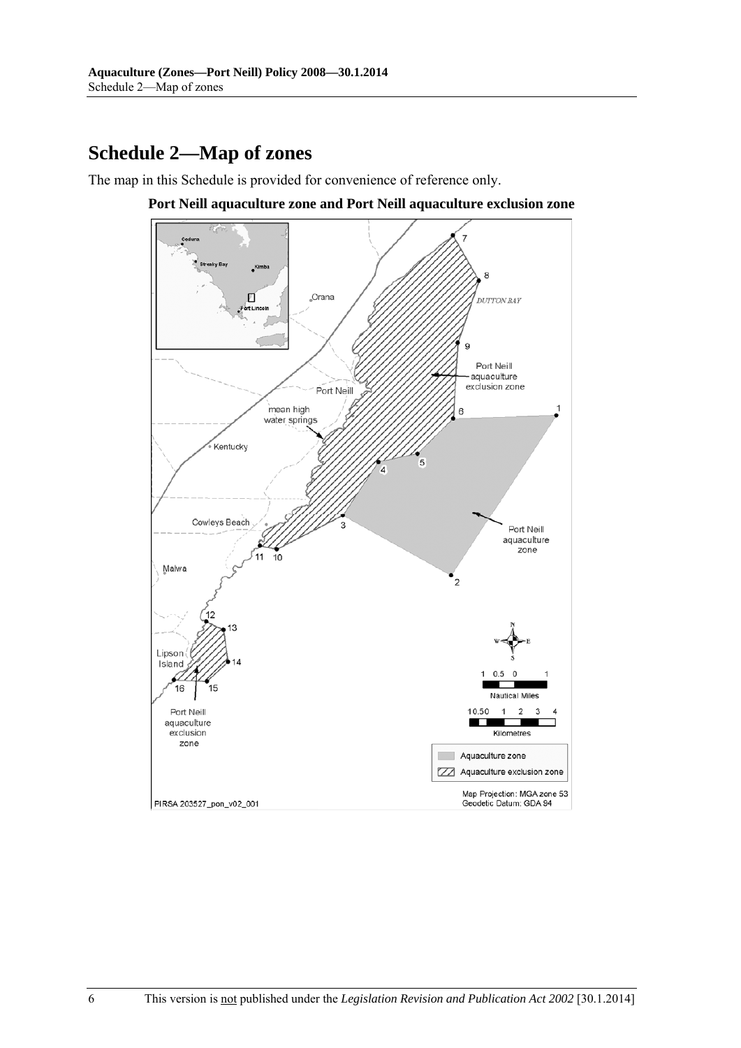# Schedule 2—Map of zones

The map in this Schedule is provided for convenience of reference only.

**Port Neill aquaculture zone and Port Neill aquaculture exclusion zone**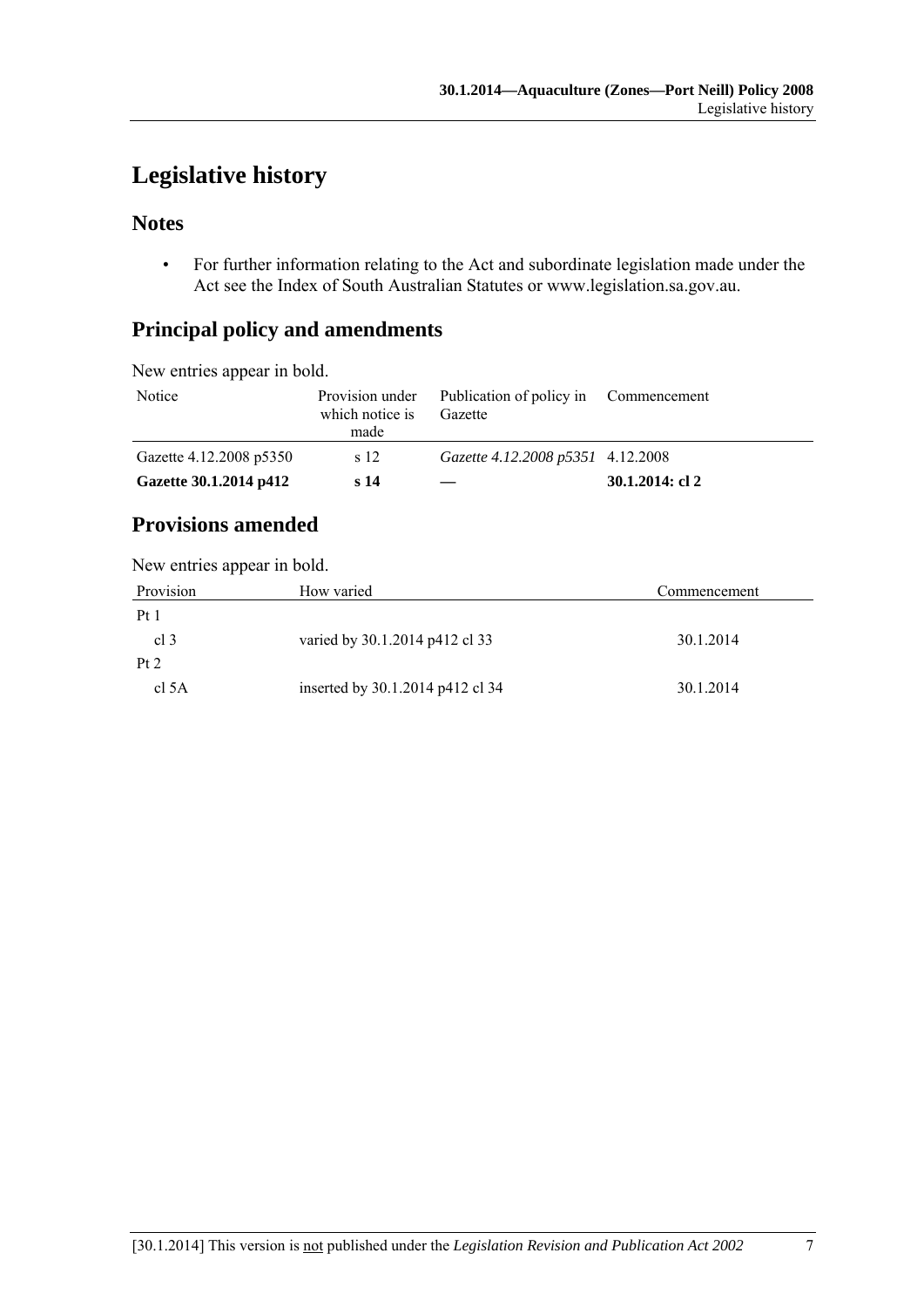# Legislative history

## Notes

- For further information relating to the Act and subordinate legislation made under the Act see the Index of South Australian Statutes or www.legislation.sa.gov.au.

## Principal policy and amendments

New entries appear in bold.

| Notice | Provision under which notice is made | Publication of policy in Gazette | Commencement |
|---|---|---|---|
| Gazette 4.12.2008 p5350 | s 12 | *Gazette 4.12.2008 p5351* | 4.12.2008 |
| **Gazette 30.1.2014 p412** | **s 14** | **—** | **30.1.2014: cl 2** |

## Provisions amended

New entries appear in bold.

| Provision | How varied | Commencement |
|---|---|---|
| Pt 1 | | |
| cl 3 | varied by 30.1.2014 p412 cl 33 | 30.1.2014 |
| Pt 2 | | |
| cl 5A | inserted by 30.1.2014 p412 cl 34 | 30.1.2014 |